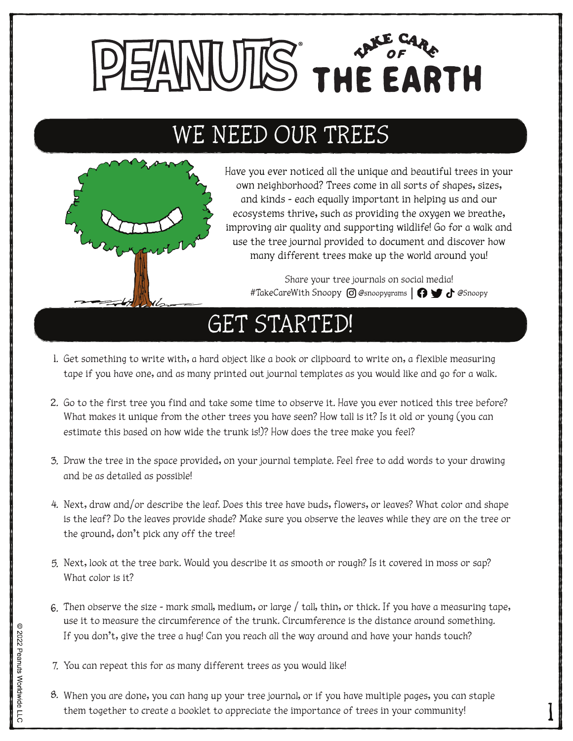# PEANUTS® TAKE CARE OF THE EARTH

## WE NEED OUR TREES

Have you ever noticed all the unique and beautiful trees in your own neighborhood? Trees come in all sorts of shapes, sizes, and kinds - each equally important in helping us and our ecosystems thrive, such as providing the oxygen we breathe, improving air quality and supporting wildlife! Go for a walk and use the tree journal provided to document and discover how many different trees make up the world around you!

Share your tree journals on social media!
#TakeCareWith Snoopy @snoopygrams | @Snoopy

## GET STARTED!

1. Get something to write with, a hard object like a book or clipboard to write on, a flexible measuring tape if you have one, and as many printed out journal templates as you would like and go for a walk.
2. Go to the first tree you find and take some time to observe it. Have you ever noticed this tree before? What makes it unique from the other trees you have seen? How tall is it? Is it old or young (you can estimate this based on how wide the trunk is!)? How does the tree make you feel?
3. Draw the tree in the space provided, on your journal template. Feel free to add words to your drawing and be as detailed as possible!
4. Next, draw and/or describe the leaf. Does this tree have buds, flowers, or leaves? What color and shape is the leaf? Do the leaves provide shade? Make sure you observe the leaves while they are on the tree or the ground, don't pick any off the tree!
5. Next, look at the tree bark. Would you describe it as smooth or rough? Is it covered in moss or sap? What color is it?
6. Then observe the size - mark small, medium, or large / tall, thin, or thick. If you have a measuring tape, use it to measure the circumference of the trunk. Circumference is the distance around something. If you don't, give the tree a hug! Can you reach all the way around and have your hands touch?
7. You can repeat this for as many different trees as you would like!
8. When you are done, you can hang up your tree journal, or if you have multiple pages, you can staple them together to create a booklet to appreciate the importance of trees in your community!

© 2022 Peanuts Worldwide LLC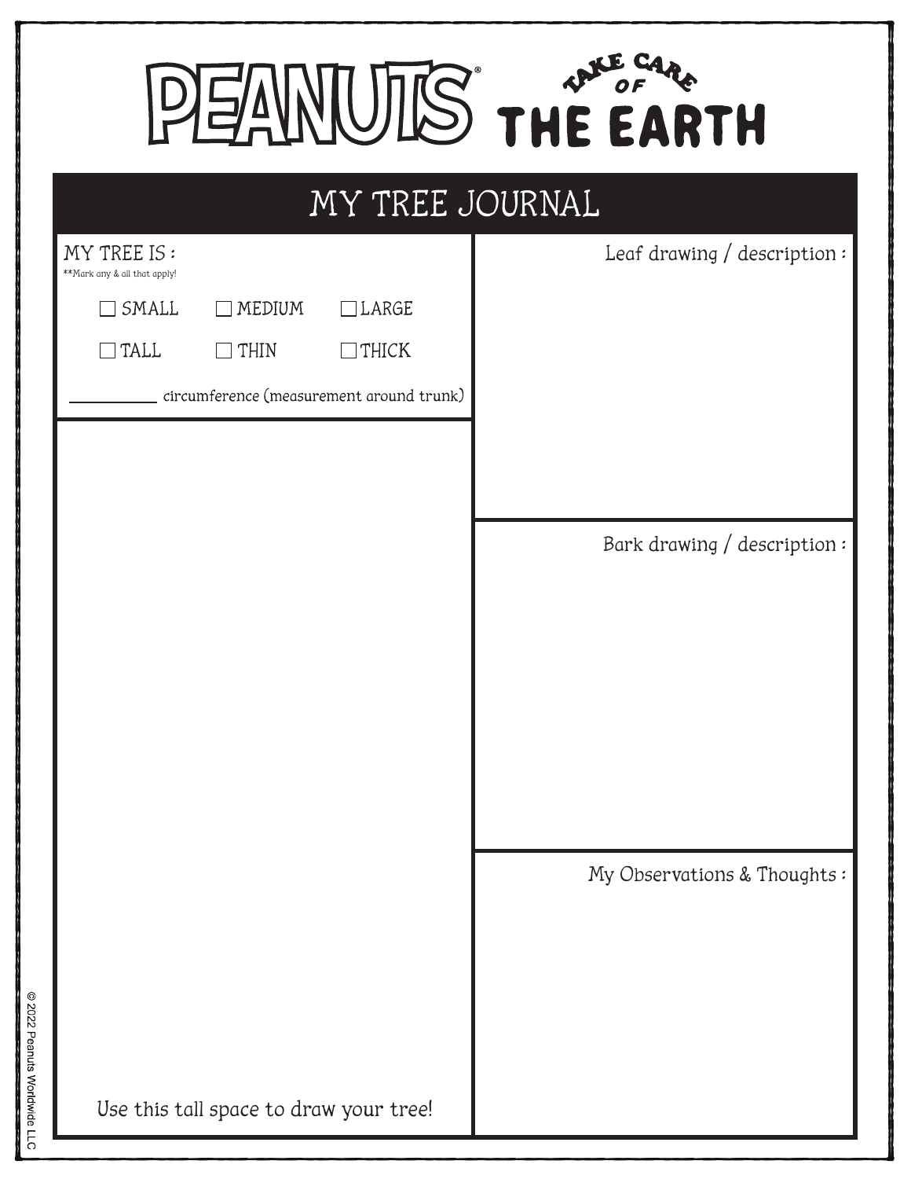# PEANUTS® TAKE CARE OF THE EARTH

## MY TREE JOURNAL

MY TREE IS :

**Mark any & all that apply!

☐ SMALL ☐ MEDIUM ☐ LARGE

☐ TALL ☐ THIN ☐ THICK

__________ circumference (measurement around trunk)

Use this tall space to draw your tree!

Leaf drawing / description :

Bark drawing / description :

My Observations & Thoughts :

© 2022 Peanuts Worldwide LLC